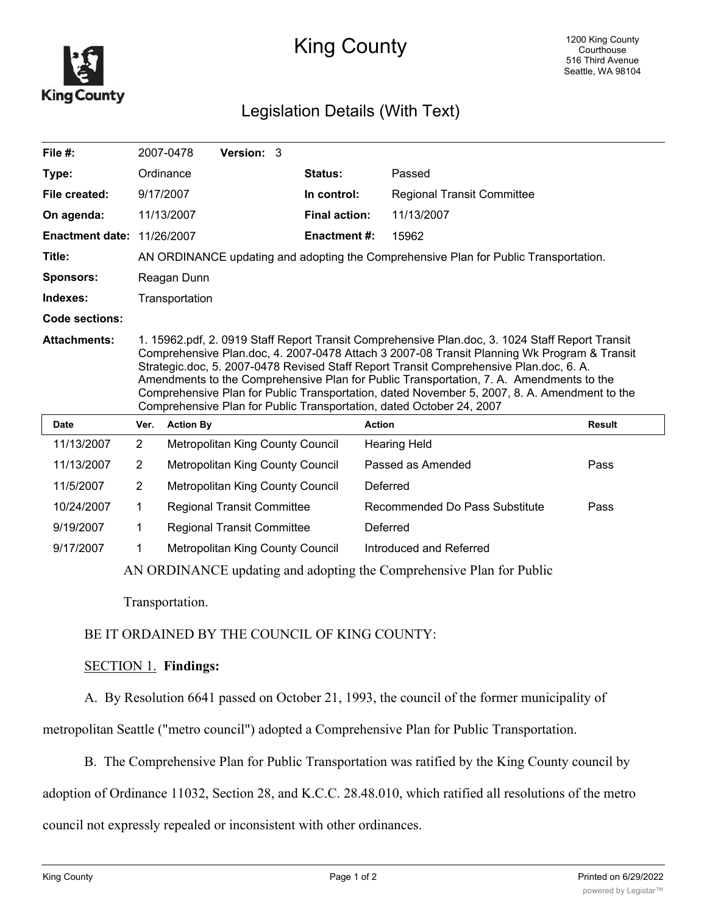# King County

1200 King County Courthouse
516 Third Avenue
Seattle, WA 98104

## Legislation Details (With Text)

| | | | |
|---|---|---|---|
| **File #:** | 2007-0478 **Version:** 3 | | |
| **Type:** | Ordinance | **Status:** | Passed |
| **File created:** | 9/17/2007 | **In control:** | Regional Transit Committee |
| **On agenda:** | 11/13/2007 | **Final action:** | 11/13/2007 |
| **Enactment date:** | 11/26/2007 | **Enactment #:** | 15962 |
| **Title:** | AN ORDINANCE updating and adopting the Comprehensive Plan for Public Transportation. | | |
| **Sponsors:** | Reagan Dunn | | |
| **Indexes:** | Transportation | | |
| **Code sections:** | | | |
| **Attachments:** | 1. 15962.pdf, 2. 0919 Staff Report Transit Comprehensive Plan.doc, 3. 1024 Staff Report Transit Comprehensive Plan.doc, 4. 2007-0478 Attach 3 2007-08 Transit Planning Wk Program & Transit Strategic.doc, 5. 2007-0478 Revised Staff Report Transit Comprehensive Plan.doc, 6. A. Amendments to the Comprehensive Plan for Public Transportation, 7. A. Amendments to the Comprehensive Plan for Public Transportation, dated November 5, 2007, 8. A. Amendment to the Comprehensive Plan for Public Transportation, dated October 24, 2007 | | |

| Date | Ver. | Action By | Action | Result |
|---|---|---|---|---|
| 11/13/2007 | 2 | Metropolitan King County Council | Hearing Held | |
| 11/13/2007 | 2 | Metropolitan King County Council | Passed as Amended | Pass |
| 11/5/2007 | 2 | Metropolitan King County Council | Deferred | |
| 10/24/2007 | 1 | Regional Transit Committee | Recommended Do Pass Substitute | Pass |
| 9/19/2007 | 1 | Regional Transit Committee | Deferred | |
| 9/17/2007 | 1 | Metropolitan King County Council | Introduced and Referred | |

AN ORDINANCE updating and adopting the Comprehensive Plan for Public Transportation.

BE IT ORDAINED BY THE COUNCIL OF KING COUNTY:

SECTION 1. **Findings:**

A. By Resolution 6641 passed on October 21, 1993, the council of the former municipality of metropolitan Seattle ("metro council") adopted a Comprehensive Plan for Public Transportation.

B. The Comprehensive Plan for Public Transportation was ratified by the King County council by adoption of Ordinance 11032, Section 28, and K.C.C. 28.48.010, which ratified all resolutions of the metro council not expressly repealed or inconsistent with other ordinances.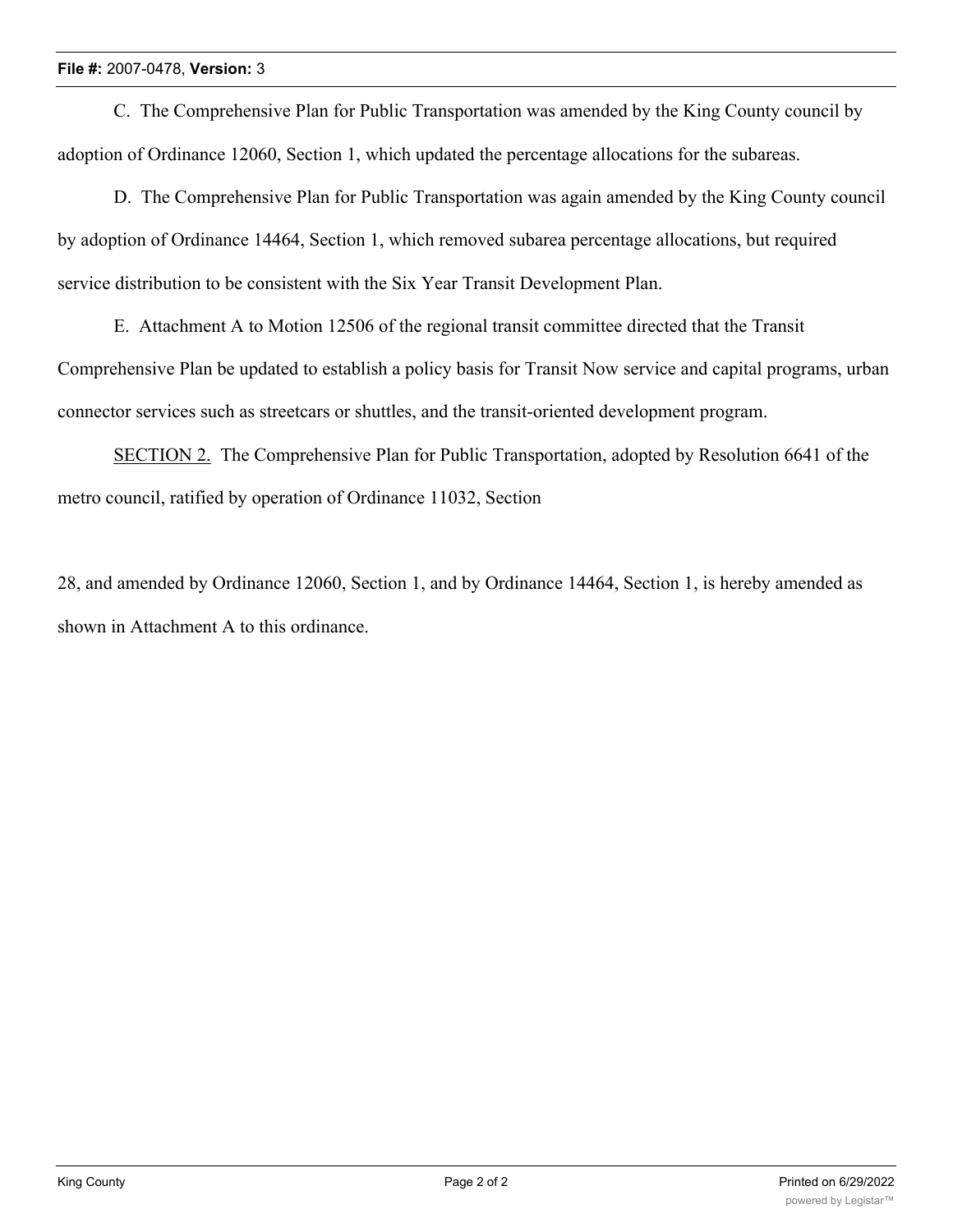C. The Comprehensive Plan for Public Transportation was amended by the King County council by adoption of Ordinance 12060, Section 1, which updated the percentage allocations for the subareas.

D. The Comprehensive Plan for Public Transportation was again amended by the King County council by adoption of Ordinance 14464, Section 1, which removed subarea percentage allocations, but required service distribution to be consistent with the Six Year Transit Development Plan.

E. Attachment A to Motion 12506 of the regional transit committee directed that the Transit Comprehensive Plan be updated to establish a policy basis for Transit Now service and capital programs, urban connector services such as streetcars or shuttles, and the transit-oriented development program.

SECTION 2. The Comprehensive Plan for Public Transportation, adopted by Resolution 6641 of the metro council, ratified by operation of Ordinance 11032, Section 28, and amended by Ordinance 12060, Section 1, and by Ordinance 14464, Section 1, is hereby amended as shown in Attachment A to this ordinance.